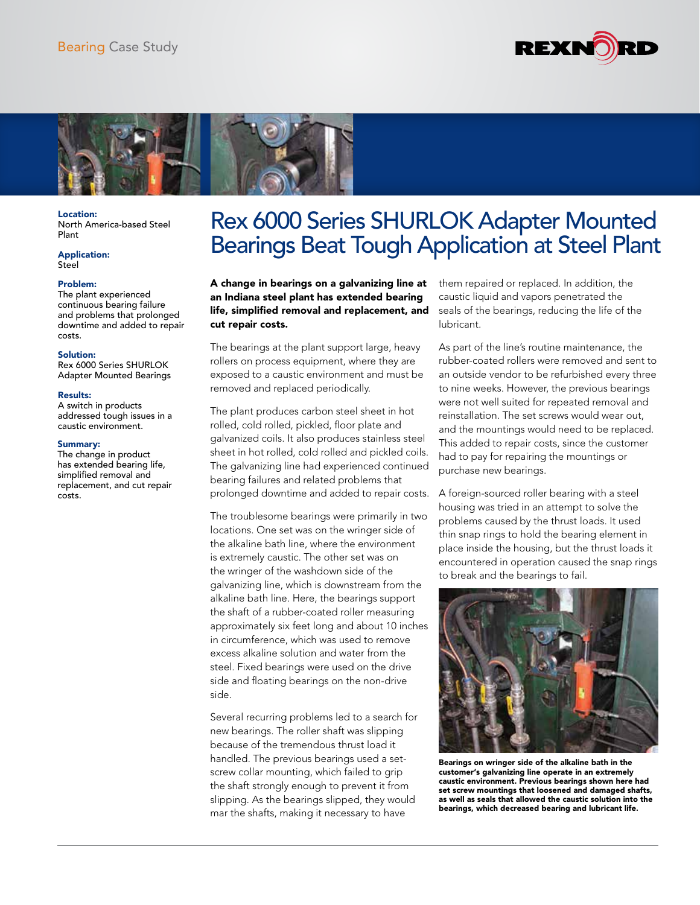Bearing Case Study

REXNORD

**Location:**
North America-based Steel Plant

**Application:**
Steel

**Problem:**
The plant experienced continuous bearing failure and problems that prolonged downtime and added to repair costs.

**Solution:**
Rex 6000 Series SHURLOK Adapter Mounted Bearings

**Results:**
A switch in products addressed tough issues in a caustic environment.

**Summary:**
The change in product has extended bearing life, simplified removal and replacement, and cut repair costs.

# Rex 6000 Series SHURLOK Adapter Mounted Bearings Beat Tough Application at Steel Plant

**A change in bearings on a galvanizing line at an Indiana steel plant has extended bearing life, simplified removal and replacement, and cut repair costs.**

The bearings at the plant support large, heavy rollers on process equipment, where they are exposed to a caustic environment and must be removed and replaced periodically.

The plant produces carbon steel sheet in hot rolled, cold rolled, pickled, floor plate and galvanized coils. It also produces stainless steel sheet in hot rolled, cold rolled and pickled coils. The galvanizing line had experienced continued bearing failures and related problems that prolonged downtime and added to repair costs.

The troublesome bearings were primarily in two locations. One set was on the wringer side of the alkaline bath line, where the environment is extremely caustic. The other set was on the wringer of the washdown side of the galvanizing line, which is downstream from the alkaline bath line. Here, the bearings support the shaft of a rubber-coated roller measuring approximately six feet long and about 10 inches in circumference, which was used to remove excess alkaline solution and water from the steel. Fixed bearings were used on the drive side and floating bearings on the non-drive side.

Several recurring problems led to a search for new bearings. The roller shaft was slipping because of the tremendous thrust load it handled. The previous bearings used a set-screw collar mounting, which failed to grip the shaft strongly enough to prevent it from slipping. As the bearings slipped, they would mar the shafts, making it necessary to have them repaired or replaced. In addition, the caustic liquid and vapors penetrated the seals of the bearings, reducing the life of the lubricant.

As part of the line's routine maintenance, the rubber-coated rollers were removed and sent to an outside vendor to be refurbished every three to nine weeks. However, the previous bearings were not well suited for repeated removal and reinstallation. The set screws would wear out, and the mountings would need to be replaced. This added to repair costs, since the customer had to pay for repairing the mountings or purchase new bearings.

A foreign-sourced roller bearing with a steel housing was tried in an attempt to solve the problems caused by the thrust loads. It used thin snap rings to hold the bearing element in place inside the housing, but the thrust loads it encountered in operation caused the snap rings to break and the bearings to fail.

**Bearings on wringer side of the alkaline bath in the customer's galvanizing line operate in an extremely caustic environment. Previous bearings shown here had set screw mountings that loosened and damaged shafts, as well as seals that allowed the caustic solution into the bearings, which decreased bearing and lubricant life.**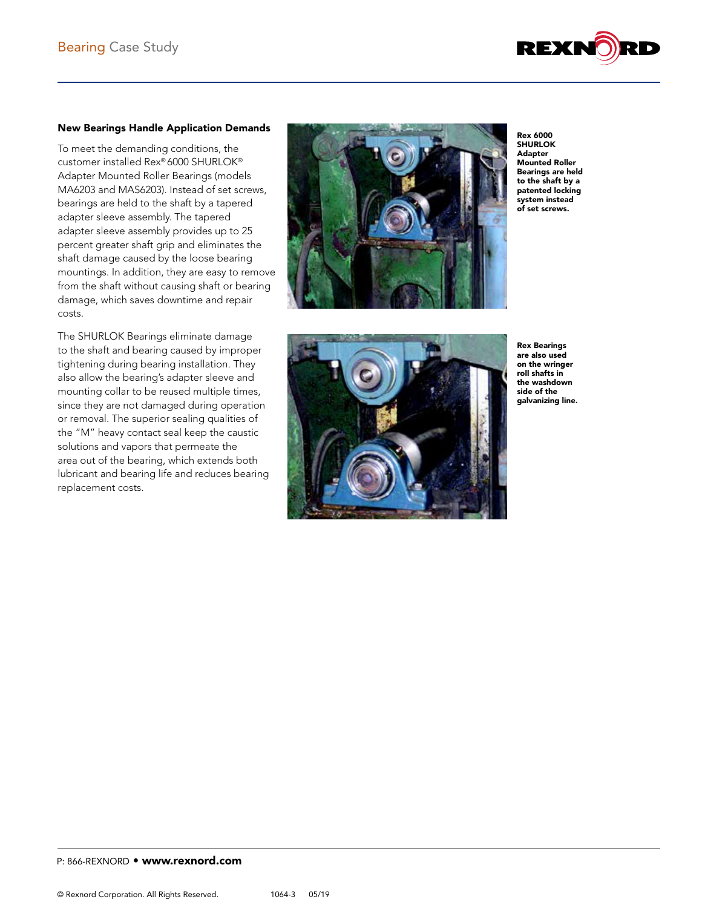## New Bearings Handle Application Demands

To meet the demanding conditions, the customer installed Rex® 6000 SHURLOK® Adapter Mounted Roller Bearings (models MA6203 and MAS6203). Instead of set screws, bearings are held to the shaft by a tapered adapter sleeve assembly. The tapered adapter sleeve assembly provides up to 25 percent greater shaft grip and eliminates the shaft damage caused by the loose bearing mountings. In addition, they are easy to remove from the shaft without causing shaft or bearing damage, which saves downtime and repair costs.

The SHURLOK Bearings eliminate damage to the shaft and bearing caused by improper tightening during bearing installation. They also allow the bearing's adapter sleeve and mounting collar to be reused multiple times, since they are not damaged during operation or removal. The superior sealing qualities of the "M" heavy contact seal keep the caustic solutions and vapors that permeate the area out of the bearing, which extends both lubricant and bearing life and reduces bearing replacement costs.

**Rex 6000 SHURLOK Adapter Mounted Roller Bearings are held to the shaft by a patented locking system instead of set screws.**

**Rex Bearings are also used on the wringer roll shafts in the washdown side of the galvanizing line.**

P: 866-REXNORD • **www.rexnord.com**

© Rexnord Corporation. All Rights Reserved. 1064-3 05/19